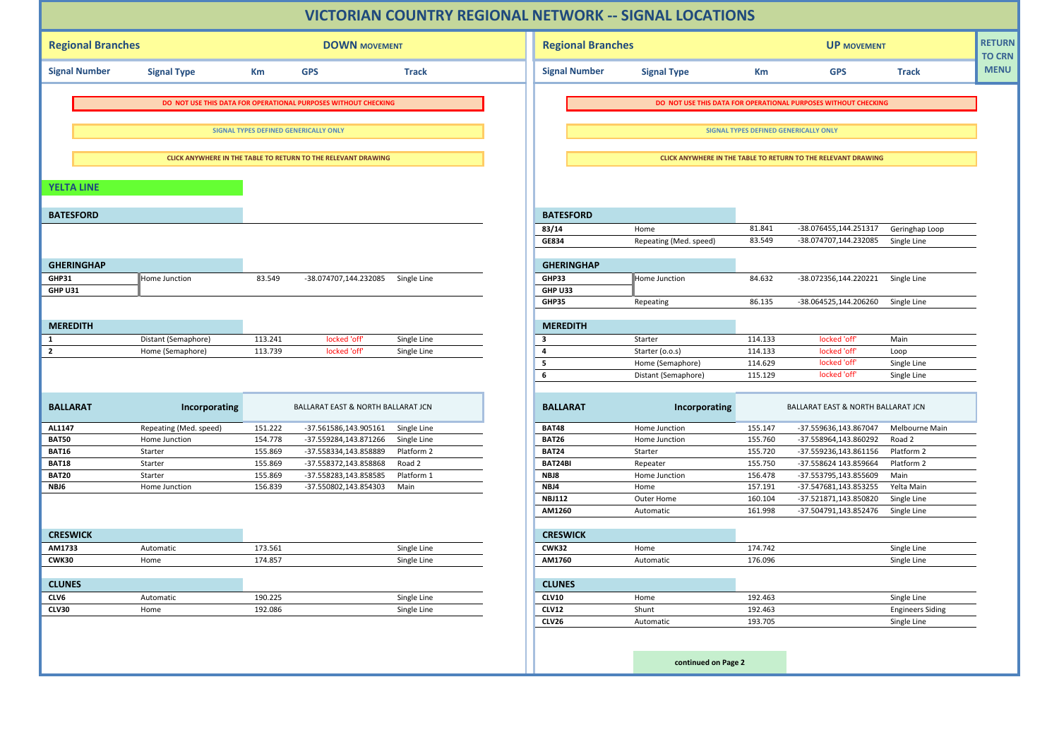# VICTORIAN COUNTRY REGIONAL NETWORK -- SIGNAL LOCATIONS

RETURN TO CRN MENU

## Regional Branches — DOWN MOVEMENT

**DO NOT USE THIS DATA FOR OPERATIONAL PURPOSES WITHOUT CHECKING**

**SIGNAL TYPES DEFINED GENERICALLY ONLY**

**CLICK ANYWHERE IN THE TABLE TO RETURN TO THE RELEVANT DRAWING**

### YELTA LINE

| Signal Number | Signal Type | Km | GPS | Track |
|---|---|---|---|---|
| **BATESFORD** | | | | |
| **GHERINGHAP** | | | | |
| **GHP31** | Home Junction | 83.549 | -38.074707,144.232085 | Single Line |
| **GHP U31** | | | | |
| **MEREDITH** | | | | |
| **1** | Distant (Semaphore) | 113.241 | locked 'off' | Single Line |
| **2** | Home (Semaphore) | 113.739 | locked 'off' | Single Line |
| **BALLARAT** Incorporating BALLARAT EAST & NORTH BALLARAT JCN | | | | |
| **AL1147** | Repeating (Med. speed) | 151.222 | -37.561586,143.905161 | Single Line |
| **BAT50** | Home Junction | 154.778 | -37.559284,143.871266 | Single Line |
| **BAT16** | Starter | 155.869 | -37.558334,143.858889 | Platform 2 |
| **BAT18** | Starter | 155.869 | -37.558372,143.858868 | Road 2 |
| **BAT20** | Starter | 155.869 | -37.558283,143.858585 | Platform 1 |
| **NBJ6** | Home Junction | 156.839 | -37.550802,143.854303 | Main |
| **CRESWICK** | | | | |
| **AM1733** | Automatic | 173.561 | | Single Line |
| **CWK30** | Home | 174.857 | | Single Line |
| **CLUNES** | | | | |
| **CLV6** | Automatic | 190.225 | | Single Line |
| **CLV30** | Home | 192.086 | | Single Line |

## Regional Branches — UP MOVEMENT

**DO NOT USE THIS DATA FOR OPERATIONAL PURPOSES WITHOUT CHECKING**

**SIGNAL TYPES DEFINED GENERICALLY ONLY**

**CLICK ANYWHERE IN THE TABLE TO RETURN TO THE RELEVANT DRAWING**

| Signal Number | Signal Type | Km | GPS | Track |
|---|---|---|---|---|
| **BATESFORD** | | | | |
| **83/14** | Home | 81.841 | -38.076455,144.251317 | Geringhap Loop |
| **GE834** | Repeating (Med. speed) | 83.549 | -38.074707,144.232085 | Single Line |
| **GHERINGHAP** | | | | |
| **GHP33** | Home Junction | 84.632 | -38.072356,144.220221 | Single Line |
| **GHP U33** | | | | |
| **GHP35** | Repeating | 86.135 | -38.064525,144.206260 | Single Line |
| **MEREDITH** | | | | |
| **3** | Starter | 114.133 | locked 'off' | Main |
| **4** | Starter (o.o.s) | 114.133 | locked 'off' | Loop |
| **5** | Home (Semaphore) | 114.629 | locked 'off' | Single Line |
| **6** | Distant (Semaphore) | 115.129 | locked 'off' | Single Line |
| **BALLARAT** Incorporating BALLARAT EAST & NORTH BALLARAT JCN | | | | |
| **BAT48** | Home Junction | 155.147 | -37.559636,143.867047 | Melbourne Main |
| **BAT26** | Home Junction | 155.760 | -37.558964,143.860292 | Road 2 |
| **BAT24** | Starter | 155.720 | -37.559236,143.861156 | Platform 2 |
| **BAT24BI** | Repeater | 155.750 | -37.558624 143.859664 | Platform 2 |
| **NBJ8** | Home Junction | 156.478 | -37.553795,143.855609 | Main |
| **NBJ4** | Home | 157.191 | -37.547681,143.853255 | Yelta Main |
| **NBJ112** | Outer Home | 160.104 | -37.521871,143.850820 | Single Line |
| **AM1260** | Automatic | 161.998 | -37.504791,143.852476 | Single Line |
| **CRESWICK** | | | | |
| **CWK32** | Home | 174.742 | | Single Line |
| **AM1760** | Automatic | 176.096 | | Single Line |
| **CLUNES** | | | | |
| **CLV10** | Home | 192.463 | | Single Line |
| **CLV12** | Shunt | 192.463 | | Engineers Siding |
| **CLV26** | Automatic | 193.705 | | Single Line |

continued on Page 2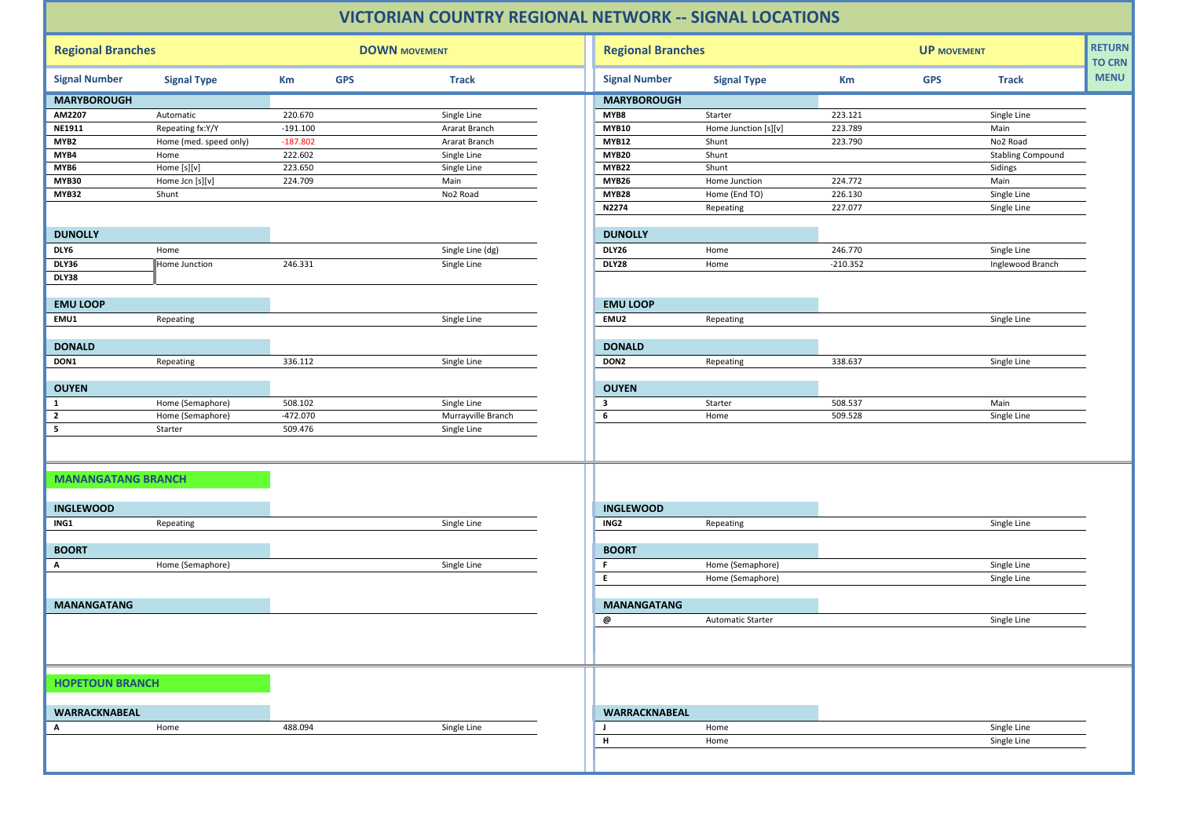# VICTORIAN COUNTRY REGIONAL NETWORK -- SIGNAL LOCATIONS

RETURN TO CRN MENU

## Regional Branches

### DOWN MOVEMENT

| Signal Number | Signal Type | Km | GPS | Track |
|---|---|---|---|---|
| **MARYBOROUGH** | | | | |
| AM2207 | Automatic | 220.670 | | Single Line |
| NE1911 | Repeating fx:Y/Y | -191.100 | | Ararat Branch |
| MYB2 | Home (med. speed only) | -187.802 | | Ararat Branch |
| MYB4 | Home | 222.602 | | Single Line |
| MYB6 | Home [s][v] | 223.650 | | Single Line |
| MYB30 | Home Jcn [s][v] | 224.709 | | Main |
| MYB32 | Shunt | | | No2 Road |
| **DUNOLLY** | | | | |
| DLY6 | Home | | | Single Line (dg) |
| DLY36 | Home Junction | 246.331 | | Single Line |
| DLY38 | | | | |
| **EMU LOOP** | | | | |
| EMU1 | Repeating | | | Single Line |
| **DONALD** | | | | |
| DON1 | Repeating | 336.112 | | Single Line |
| **OUYEN** | | | | |
| 1 | Home (Semaphore) | 508.102 | | Single Line |
| 2 | Home (Semaphore) | -472.070 | | Murrayville Branch |
| 5 | Starter | 509.476 | | Single Line |

### UP MOVEMENT

| Signal Number | Signal Type | Km | GPS | Track |
|---|---|---|---|---|
| **MARYBOROUGH** | | | | |
| MYB8 | Starter | 223.121 | | Single Line |
| MYB10 | Home Junction [s][v] | 223.789 | | Main |
| MYB12 | Shunt | 223.790 | | No2 Road |
| MYB20 | Shunt | | | Stabling Compound |
| MYB22 | Shunt | | | Sidings |
| MYB26 | Home Junction | 224.772 | | Main |
| MYB28 | Home (End TO) | 226.130 | | Single Line |
| N2274 | Repeating | 227.077 | | Single Line |
| **DUNOLLY** | | | | |
| DLY26 | Home | 246.770 | | Single Line |
| DLY28 | Home | -210.352 | | Inglewood Branch |
| **EMU LOOP** | | | | |
| EMU2 | Repeating | | | Single Line |
| **DONALD** | | | | |
| DON2 | Repeating | 338.637 | | Single Line |
| **OUYEN** | | | | |
| 3 | Starter | 508.537 | | Main |
| 6 | Home | 509.528 | | Single Line |

## MANANGATANG BRANCH

### DOWN MOVEMENT

| Signal Number | Signal Type | Km | GPS | Track |
|---|---|---|---|---|
| **INGLEWOOD** | | | | |
| ING1 | Repeating | | | Single Line |
| **BOORT** | | | | |
| A | Home (Semaphore) | | | Single Line |
| **MANANGATANG** | | | | |

### UP MOVEMENT

| Signal Number | Signal Type | Km | GPS | Track |
|---|---|---|---|---|
| **INGLEWOOD** | | | | |
| ING2 | Repeating | | | Single Line |
| **BOORT** | | | | |
| F | Home (Semaphore) | | | Single Line |
| E | Home (Semaphore) | | | Single Line |
| **MANANGATANG** | | | | |
| @ | Automatic Starter | | | Single Line |

## HOPETOUN BRANCH

### DOWN MOVEMENT

| Signal Number | Signal Type | Km | GPS | Track |
|---|---|---|---|---|
| **WARRACKNABEAL** | | | | |
| A | Home | 488.094 | | Single Line |

### UP MOVEMENT

| Signal Number | Signal Type | Km | GPS | Track |
|---|---|---|---|---|
| **WARRACKNABEAL** | | | | |
| J | Home | | | Single Line |
| H | Home | | | Single Line |